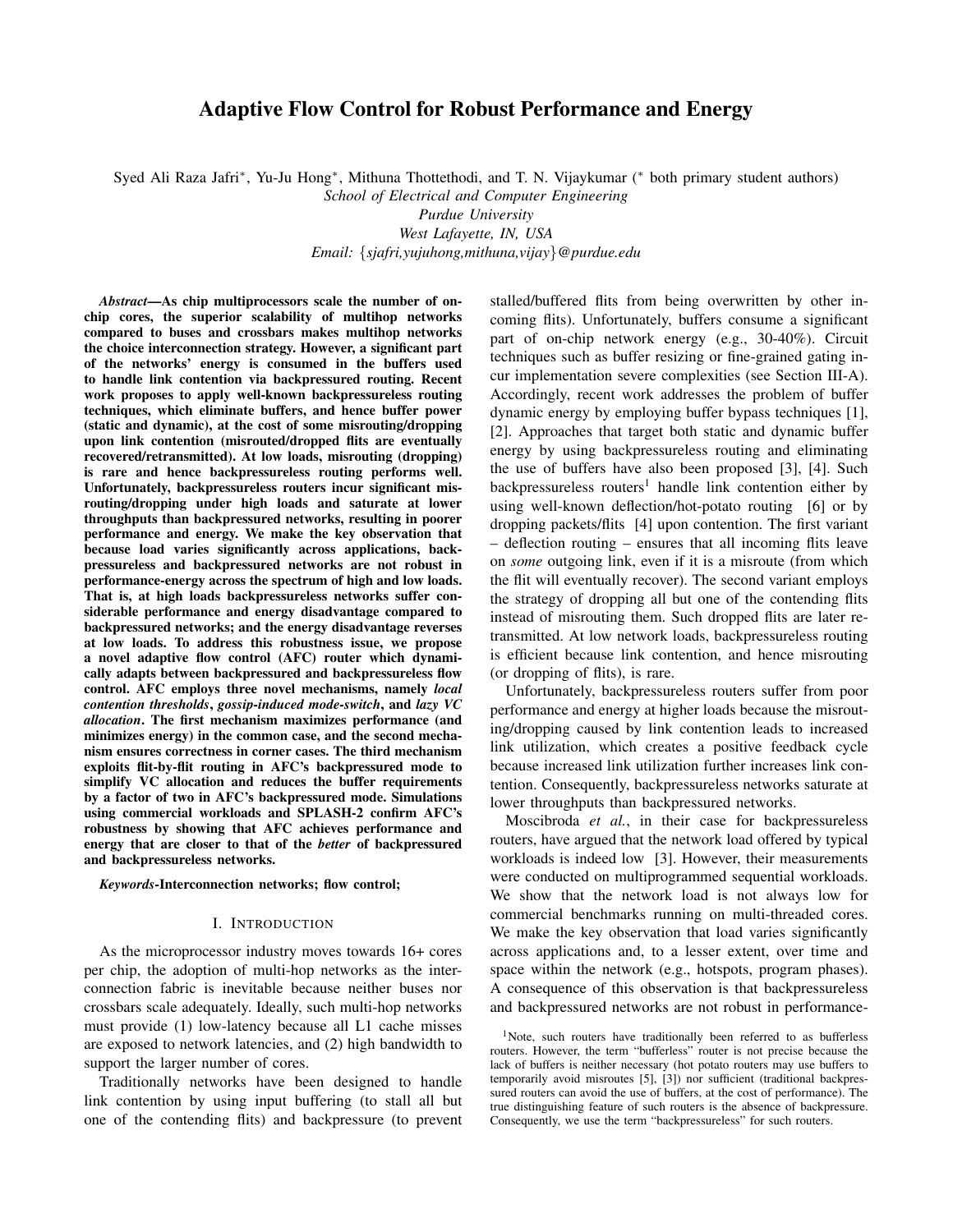# Adaptive Flow Control for Robust Performance and Energy

Syed Ali Raza Jafri*, Yu-Ju Hong*, Mithuna Thottethodi, and T. N. Vijaykumar (* both primary student authors)
*School of Electrical and Computer Engineering*
*Purdue University*
*West Lafayette, IN, USA*
*Email: {sjafri,yujuhong,mithuna,vijay}@purdue.edu*

***Abstract*—As chip multiprocessors scale the number of on-chip cores, the superior scalability of multihop networks compared to buses and crossbars makes multihop networks the choice interconnection strategy. However, a significant part of the networks' energy is consumed in the buffers used to handle link contention via backpressured routing. Recent work proposes to apply well-known backpressureless routing techniques, which eliminate buffers, and hence buffer power (static and dynamic), at the cost of some misrouting/dropping upon link contention (misrouted/dropped flits are eventually recovered/retransmitted). At low loads, misrouting (dropping) is rare and hence backpressureless routing performs well. Unfortunately, backpressureless routers incur significant misrouting/dropping under high loads and saturate at lower throughputs than backpressured networks, resulting in poorer performance and energy. We make the key observation that because load varies significantly across applications, backpressureless and backpressured networks are not robust in performance-energy across the spectrum of high and low loads. That is, at high loads backpressureless networks suffer considerable performance and energy disadvantage compared to backpressured networks; and the energy disadvantage reverses at low loads. To address this robustness issue, we propose a novel adaptive flow control (AFC) router which dynamically adapts between backpressured and backpressureless flow control. AFC employs three novel mechanisms, namely *local contention thresholds*, *gossip-induced mode-switch*, and *lazy VC allocation*. The first mechanism maximizes performance (and minimizes energy) in the common case, and the second mechanism ensures correctness in corner cases. The third mechanism exploits flit-by-flit routing in AFC's backpressured mode to simplify VC allocation and reduces the buffer requirements by a factor of two in AFC's backpressured mode. Simulations using commercial workloads and SPLASH-2 confirm AFC's robustness by showing that AFC achieves performance and energy that are closer to that of the *better* of backpressured and backpressureless networks.**

***Keywords*-Interconnection networks; flow control;**

## I. Introduction

As the microprocessor industry moves towards 16+ cores per chip, the adoption of multi-hop networks as the interconnection fabric is inevitable because neither buses nor crossbars scale adequately. Ideally, such multi-hop networks must provide (1) low-latency because all L1 cache misses are exposed to network latencies, and (2) high bandwidth to support the larger number of cores.

Traditionally networks have been designed to handle link contention by using input buffering (to stall all but one of the contending flits) and backpressure (to prevent stalled/buffered flits from being overwritten by other incoming flits). Unfortunately, buffers consume a significant part of on-chip network energy (e.g., 30-40%). Circuit techniques such as buffer resizing or fine-grained gating incur implementation severe complexities (see Section III-A). Accordingly, recent work addresses the problem of buffer dynamic energy by employing buffer bypass techniques [1], [2]. Approaches that target both static and dynamic buffer energy by using backpressureless routing and eliminating the use of buffers have also been proposed [3], [4]. Such backpressureless routers[1] handle link contention either by using well-known deflection/hot-potato routing [6] or by dropping packets/flits [4] upon contention. The first variant – deflection routing – ensures that all incoming flits leave on *some* outgoing link, even if it is a misroute (from which the flit will eventually recover). The second variant employs the strategy of dropping all but one of the contending flits instead of misrouting them. Such dropped flits are later retransmitted. At low network loads, backpressureless routing is efficient because link contention, and hence misrouting (or dropping of flits), is rare.

Unfortunately, backpressureless routers suffer from poor performance and energy at higher loads because the misrouting/dropping caused by link contention leads to increased link utilization, which creates a positive feedback cycle because increased link utilization further increases link contention. Consequently, backpressureless networks saturate at lower throughputs than backpressured networks.

Moscibroda *et al.*, in their case for backpressureless routers, have argued that the network load offered by typical workloads is indeed low [3]. However, their measurements were conducted on multiprogrammed sequential workloads. We show that the network load is not always low for commercial benchmarks running on multi-threaded cores. We make the key observation that load varies significantly across applications and, to a lesser extent, over time and space within the network (e.g., hotspots, program phases). A consequence of this observation is that backpressureless and backpressured networks are not robust in performance-

[1]Note, such routers have traditionally been referred to as bufferless routers. However, the term "bufferless" router is not precise because the lack of buffers is neither necessary (hot potato routers may use buffers to temporarily avoid misroutes [5], [3]) nor sufficient (traditional backpressured routers can avoid the use of buffers, at the cost of performance). The true distinguishing feature of such routers is the absence of backpressure. Consequently, we use the term "backpressureless" for such routers.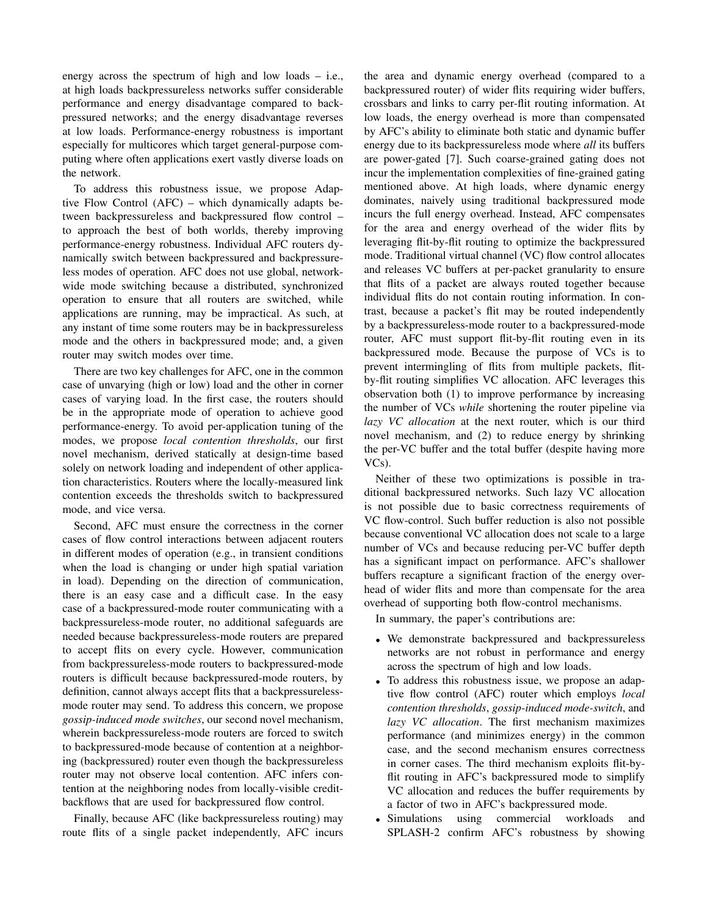energy across the spectrum of high and low loads – i.e., at high loads backpressureless networks suffer considerable performance and energy disadvantage compared to backpressured networks; and the energy disadvantage reverses at low loads. Performance-energy robustness is important especially for multicores which target general-purpose computing where often applications exert vastly diverse loads on the network.

To address this robustness issue, we propose Adaptive Flow Control (AFC) – which dynamically adapts between backpressureless and backpressured flow control – to approach the best of both worlds, thereby improving performance-energy robustness. Individual AFC routers dynamically switch between backpressured and backpressureless modes of operation. AFC does not use global, network-wide mode switching because a distributed, synchronized operation to ensure that all routers are switched, while applications are running, may be impractical. As such, at any instant of time some routers may be in backpressureless mode and the others in backpressured mode; and, a given router may switch modes over time.

There are two key challenges for AFC, one in the common case of unvarying (high or low) load and the other in corner cases of varying load. In the first case, the routers should be in the appropriate mode of operation to achieve good performance-energy. To avoid per-application tuning of the modes, we propose *local contention thresholds*, our first novel mechanism, derived statically at design-time based solely on network loading and independent of other application characteristics. Routers where the locally-measured link contention exceeds the thresholds switch to backpressured mode, and vice versa.

Second, AFC must ensure the correctness in the corner cases of flow control interactions between adjacent routers in different modes of operation (e.g., in transient conditions when the load is changing or under high spatial variation in load). Depending on the direction of communication, there is an easy case and a difficult case. In the easy case of a backpressured-mode router communicating with a backpressureless-mode router, no additional safeguards are needed because backpressureless-mode routers are prepared to accept flits on every cycle. However, communication from backpressureless-mode routers to backpressured-mode routers is difficult because backpressured-mode routers, by definition, cannot always accept flits that a backpressureless-mode router may send. To address this concern, we propose *gossip-induced mode switches*, our second novel mechanism, wherein backpressureless-mode routers are forced to switch to backpressured-mode because of contention at a neighboring (backpressured) router even though the backpressureless router may not observe local contention. AFC infers contention at the neighboring nodes from locally-visible credit-backflows that are used for backpressured flow control.

Finally, because AFC (like backpressureless routing) may route flits of a single packet independently, AFC incurs the area and dynamic energy overhead (compared to a backpressured router) of wider flits requiring wider buffers, crossbars and links to carry per-flit routing information. At low loads, the energy overhead is more than compensated by AFC's ability to eliminate both static and dynamic buffer energy due to its backpressureless mode where *all* its buffers are power-gated [7]. Such coarse-grained gating does not incur the implementation complexities of fine-grained gating mentioned above. At high loads, where dynamic energy dominates, naively using traditional backpressured mode incurs the full energy overhead. Instead, AFC compensates for the area and energy overhead of the wider flits by leveraging flit-by-flit routing to optimize the backpressured mode. Traditional virtual channel (VC) flow control allocates and releases VC buffers at per-packet granularity to ensure that flits of a packet are always routed together because individual flits do not contain routing information. In contrast, because a packet's flit may be routed independently by a backpressureless-mode router to a backpressured-mode router, AFC must support flit-by-flit routing even in its backpressured mode. Because the purpose of VCs is to prevent intermingling of flits from multiple packets, flit-by-flit routing simplifies VC allocation. AFC leverages this observation both (1) to improve performance by increasing the number of VCs *while* shortening the router pipeline via *lazy VC allocation* at the next router, which is our third novel mechanism, and (2) to reduce energy by shrinking the per-VC buffer and the total buffer (despite having more VCs).

Neither of these two optimizations is possible in traditional backpressured networks. Such lazy VC allocation is not possible due to basic correctness requirements of VC flow-control. Such buffer reduction is also not possible because conventional VC allocation does not scale to a large number of VCs and because reducing per-VC buffer depth has a significant impact on performance. AFC's shallower buffers recapture a significant fraction of the energy overhead of wider flits and more than compensate for the area overhead of supporting both flow-control mechanisms.

In summary, the paper's contributions are:

- We demonstrate backpressured and backpressureless networks are not robust in performance and energy across the spectrum of high and low loads.
- To address this robustness issue, we propose an adaptive flow control (AFC) router which employs *local contention thresholds*, *gossip-induced mode-switch*, and *lazy VC allocation*. The first mechanism maximizes performance (and minimizes energy) in the common case, and the second mechanism ensures correctness in corner cases. The third mechanism exploits flit-by-flit routing in AFC's backpressured mode to simplify VC allocation and reduces the buffer requirements by a factor of two in AFC's backpressured mode.
- Simulations using commercial workloads and SPLASH-2 confirm AFC's robustness by showing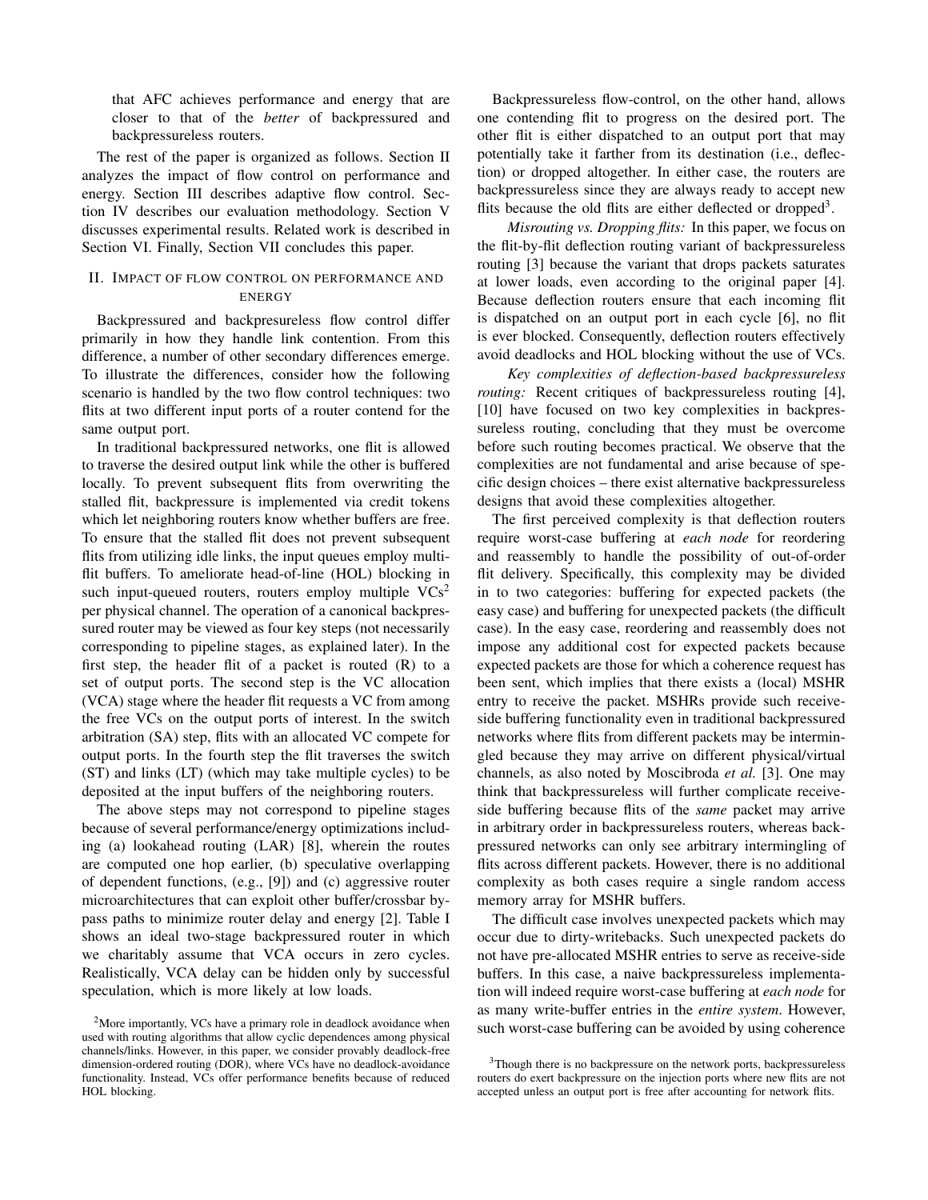that AFC achieves performance and energy that are closer to that of the *better* of backpressured and backpressureless routers.

The rest of the paper is organized as follows. Section II analyzes the impact of flow control on performance and energy. Section III describes adaptive flow control. Section IV describes our evaluation methodology. Section V discusses experimental results. Related work is described in Section VI. Finally, Section VII concludes this paper.

## II. Impact of flow control on performance and energy

Backpressured and backpresureless flow control differ primarily in how they handle link contention. From this difference, a number of other secondary differences emerge. To illustrate the differences, consider how the following scenario is handled by the two flow control techniques: two flits at two different input ports of a router contend for the same output port.

In traditional backpressured networks, one flit is allowed to traverse the desired output link while the other is buffered locally. To prevent subsequent flits from overwriting the stalled flit, backpressure is implemented via credit tokens which let neighboring routers know whether buffers are free. To ensure that the stalled flit does not prevent subsequent flits from utilizing idle links, the input queues employ multi-flit buffers. To ameliorate head-of-line (HOL) blocking in such input-queued routers, routers employ multiple VCs[2] per physical channel. The operation of a canonical backpressured router may be viewed as four key steps (not necessarily corresponding to pipeline stages, as explained later). In the first step, the header flit of a packet is routed (R) to a set of output ports. The second step is the VC allocation (VCA) stage where the header flit requests a VC from among the free VCs on the output ports of interest. In the switch arbitration (SA) step, flits with an allocated VC compete for output ports. In the fourth step the flit traverses the switch (ST) and links (LT) (which may take multiple cycles) to be deposited at the input buffers of the neighboring routers.

The above steps may not correspond to pipeline stages because of several performance/energy optimizations including (a) lookahead routing (LAR) [8], wherein the routes are computed one hop earlier, (b) speculative overlapping of dependent functions, (e.g., [9]) and (c) aggressive router microarchitectures that can exploit other buffer/crossbar bypass paths to minimize router delay and energy [2]. Table I shows an ideal two-stage backpressured router in which we charitably assume that VCA occurs in zero cycles. Realistically, VCA delay can be hidden only by successful speculation, which is more likely at low loads.

[2]More importantly, VCs have a primary role in deadlock avoidance when used with routing algorithms that allow cyclic dependences among physical channels/links. However, in this paper, we consider provably deadlock-free dimension-ordered routing (DOR), where VCs have no deadlock-avoidance functionality. Instead, VCs offer performance benefits because of reduced HOL blocking.

Backpressureless flow-control, on the other hand, allows one contending flit to progress on the desired port. The other flit is either dispatched to an output port that may potentially take it farther from its destination (i.e., deflection) or dropped altogether. In either case, the routers are backpressureless since they are always ready to accept new flits because the old flits are either deflected or dropped[3].

*Misrouting vs. Dropping flits:* In this paper, we focus on the flit-by-flit deflection routing variant of backpressureless routing [3] because the variant that drops packets saturates at lower loads, even according to the original paper [4]. Because deflection routers ensure that each incoming flit is dispatched on an output port in each cycle [6], no flit is ever blocked. Consequently, deflection routers effectively avoid deadlocks and HOL blocking without the use of VCs.

*Key complexities of deflection-based backpressureless routing:* Recent critiques of backpressureless routing [4], [10] have focused on two key complexities in backpressureless routing, concluding that they must be overcome before such routing becomes practical. We observe that the complexities are not fundamental and arise because of specific design choices – there exist alternative backpressureless designs that avoid these complexities altogether.

The first perceived complexity is that deflection routers require worst-case buffering at *each node* for reordering and reassembly to handle the possibility of out-of-order flit delivery. Specifically, this complexity may be divided in to two categories: buffering for expected packets (the easy case) and buffering for unexpected packets (the difficult case). In the easy case, reordering and reassembly does not impose any additional cost for expected packets because expected packets are those for which a coherence request has been sent, which implies that there exists a (local) MSHR entry to receive the packet. MSHRs provide such receive-side buffering functionality even in traditional backpressured networks where flits from different packets may be intermingled because they may arrive on different physical/virtual channels, as also noted by Moscibroda *et al.* [3]. One may think that backpressureless will further complicate receive-side buffering because flits of the *same* packet may arrive in arbitrary order in backpressureless routers, whereas backpressured networks can only see arbitrary intermingling of flits across different packets. However, there is no additional complexity as both cases require a single random access memory array for MSHR buffers.

The difficult case involves unexpected packets which may occur due to dirty-writebacks. Such unexpected packets do not have pre-allocated MSHR entries to serve as receive-side buffers. In this case, a naive backpressureless implementation will indeed require worst-case buffering at *each node* for as many write-buffer entries in the *entire system*. However, such worst-case buffering can be avoided by using coherence

[3]Though there is no backpressure on the network ports, backpressureless routers do exert backpressure on the injection ports where new flits are not accepted unless an output port is free after accounting for network flits.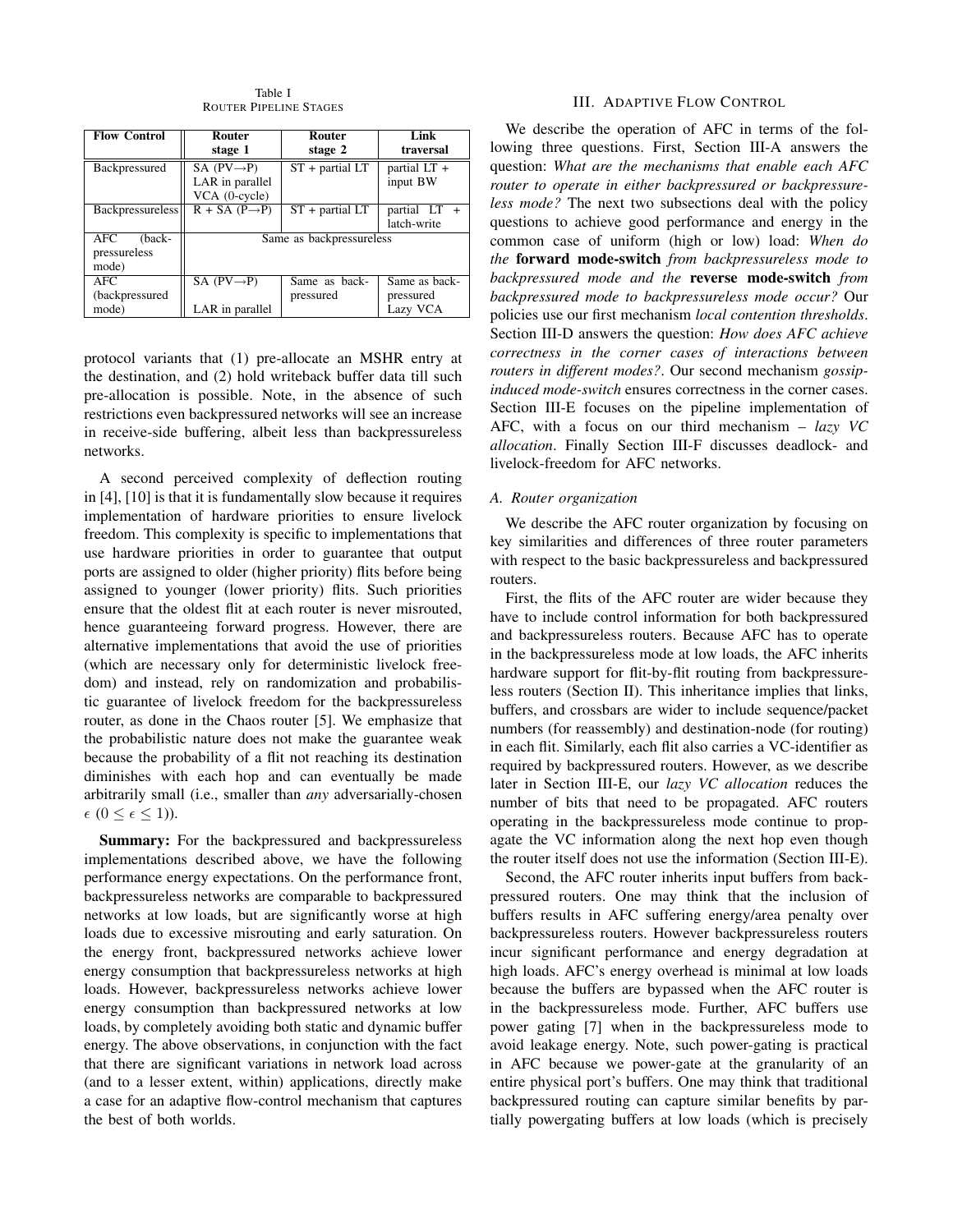Table I
ROUTER PIPELINE STAGES

| Flow Control | Router stage 1 | Router stage 2 | Link traversal |
|---|---|---|---|
| Backpressured | SA (PV→P) LAR in parallel VCA (0-cycle) | ST + partial LT | partial LT + input BW |
| Backpressureless | R + SA (P→P) | ST + partial LT | partial LT + latch-write |
| AFC (backpressureless mode) | Same as backpressureless | | |
| AFC (backpressured mode) | SA (PV→P) LAR in parallel | Same as backpressured | Same as backpressured Lazy VCA |

protocol variants that (1) pre-allocate an MSHR entry at the destination, and (2) hold writeback buffer data till such pre-allocation is possible. Note, in the absence of such restrictions even backpressured networks will see an increase in receive-side buffering, albeit less than backpressureless networks.

A second perceived complexity of deflection routing in [4], [10] is that it is fundamentally slow because it requires implementation of hardware priorities to ensure livelock freedom. This complexity is specific to implementations that use hardware priorities in order to guarantee that output ports are assigned to older (higher priority) flits before being assigned to younger (lower priority) flits. Such priorities ensure that the oldest flit at each router is never misrouted, hence guaranteeing forward progress. However, there are alternative implementations that avoid the use of priorities (which are necessary only for deterministic livelock freedom) and instead, rely on randomization and probabilistic guarantee of livelock freedom for the backpressureless router, as done in the Chaos router [5]. We emphasize that the probabilistic nature does not make the guarantee weak because the probability of a flit not reaching its destination diminishes with each hop and can eventually be made arbitrarily small (i.e., smaller than *any* adversarially-chosen $\epsilon$ ($0 \leq \epsilon \leq 1$)).

**Summary:** For the backpressured and backpressureless implementations described above, we have the following performance energy expectations. On the performance front, backpressureless networks are comparable to backpressured networks at low loads, but are significantly worse at high loads due to excessive misrouting and early saturation. On the energy front, backpressured networks achieve lower energy consumption that backpressureless networks at high loads. However, backpressureless networks achieve lower energy consumption than backpressured networks at low loads, by completely avoiding both static and dynamic buffer energy. The above observations, in conjunction with the fact that there are significant variations in network load across (and to a lesser extent, within) applications, directly make a case for an adaptive flow-control mechanism that captures the best of both worlds.

## III. ADAPTIVE FLOW CONTROL

We describe the operation of AFC in terms of the following three questions. First, Section III-A answers the question: *What are the mechanisms that enable each AFC router to operate in either backpressured or backpressureless mode?* The next two subsections deal with the policy questions to achieve good performance and energy in the common case of uniform (high or low) load: *When do the* **forward mode-switch** *from backpressureless mode to backpressured mode and the* **reverse mode-switch** *from backpressured mode to backpressureless mode occur?* Our policies use our first mechanism *local contention thresholds*. Section III-D answers the question: *How does AFC achieve correctness in the corner cases of interactions between routers in different modes?*. Our second mechanism *gossip-induced mode-switch* ensures correctness in the corner cases. Section III-E focuses on the pipeline implementation of AFC, with a focus on our third mechanism – *lazy VC allocation*. Finally Section III-F discusses deadlock- and livelock-freedom for AFC networks.

### *A. Router organization*

We describe the AFC router organization by focusing on key similarities and differences of three router parameters with respect to the basic backpressureless and backpressured routers.

First, the flits of the AFC router are wider because they have to include control information for both backpressured and backpressureless routers. Because AFC has to operate in the backpressureless mode at low loads, the AFC inherits hardware support for flit-by-flit routing from backpressureless routers (Section II). This inheritance implies that links, buffers, and crossbars are wider to include sequence/packet numbers (for reassembly) and destination-node (for routing) in each flit. Similarly, each flit also carries a VC-identifier as required by backpressured routers. However, as we describe later in Section III-E, our *lazy VC allocation* reduces the number of bits that need to be propagated. AFC routers operating in the backpressureless mode continue to propagate the VC information along the next hop even though the router itself does not use the information (Section III-E).

Second, the AFC router inherits input buffers from backpressured routers. One may think that the inclusion of buffers results in AFC suffering energy/area penalty over backpressureless routers. However backpressureless routers incur significant performance and energy degradation at high loads. AFC's energy overhead is minimal at low loads because the buffers are bypassed when the AFC router is in the backpressureless mode. Further, AFC buffers use power gating [7] when in the backpressureless mode to avoid leakage energy. Note, such power-gating is practical in AFC because we power-gate at the granularity of an entire physical port's buffers. One may think that traditional backpressured routing can capture similar benefits by partially powergating buffers at low loads (which is precisely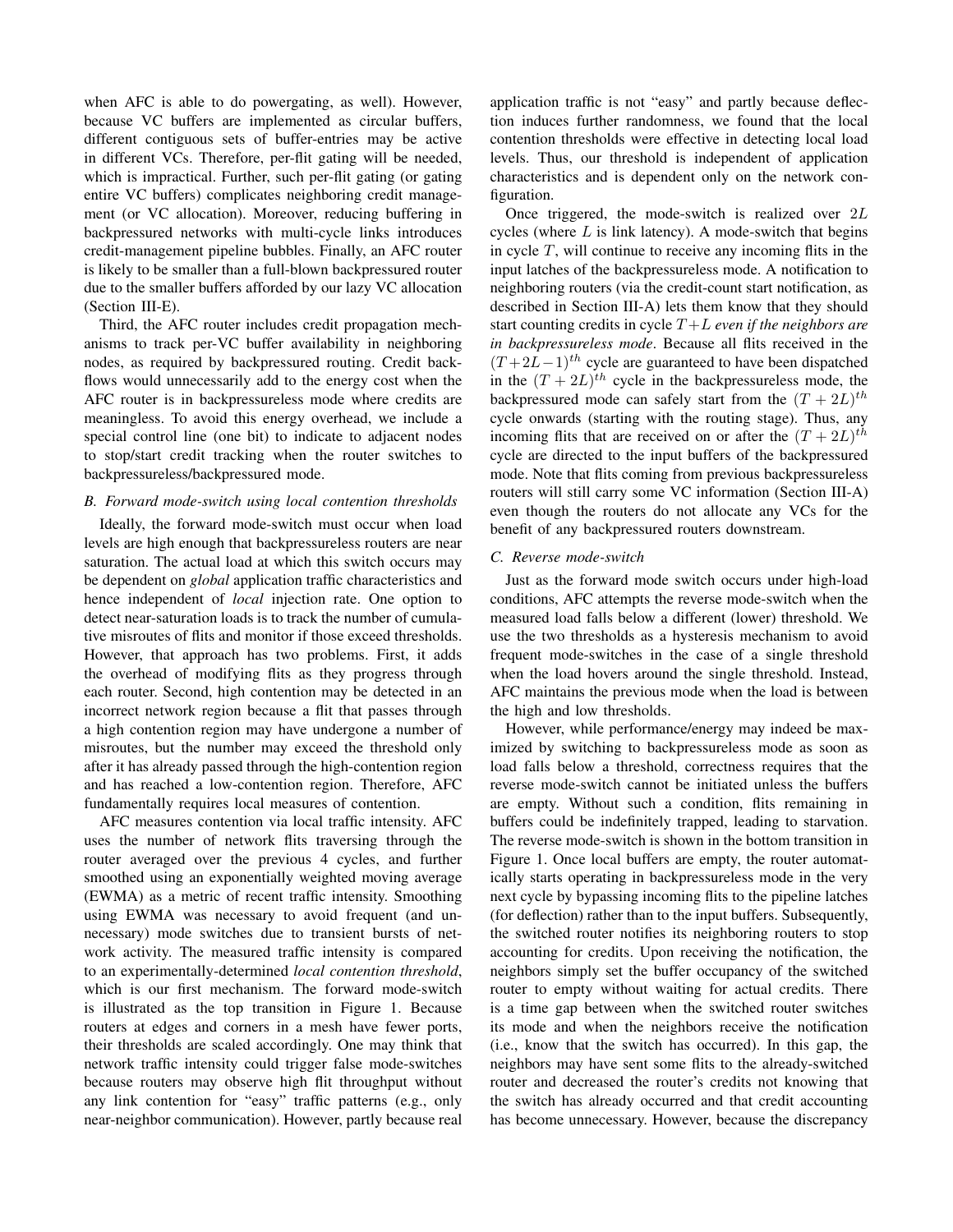when AFC is able to do powergating, as well). However, because VC buffers are implemented as circular buffers, different contiguous sets of buffer-entries may be active in different VCs. Therefore, per-flit gating will be needed, which is impractical. Further, such per-flit gating (or gating entire VC buffers) complicates neighboring credit management (or VC allocation). Moreover, reducing buffering in backpressured networks with multi-cycle links introduces credit-management pipeline bubbles. Finally, an AFC router is likely to be smaller than a full-blown backpressured router due to the smaller buffers afforded by our lazy VC allocation (Section III-E).

Third, the AFC router includes credit propagation mechanisms to track per-VC buffer availability in neighboring nodes, as required by backpressured routing. Credit backflows would unnecessarily add to the energy cost when the AFC router is in backpressureless mode where credits are meaningless. To avoid this energy overhead, we include a special control line (one bit) to indicate to adjacent nodes to stop/start credit tracking when the router switches to backpressureless/backpressured mode.

### B. Forward mode-switch using local contention thresholds

Ideally, the forward mode-switch must occur when load levels are high enough that backpressureless routers are near saturation. The actual load at which this switch occurs may be dependent on *global* application traffic characteristics and hence independent of *local* injection rate. One option to detect near-saturation loads is to track the number of cumulative misroutes of flits and monitor if those exceed thresholds. However, that approach has two problems. First, it adds the overhead of modifying flits as they progress through each router. Second, high contention may be detected in an incorrect network region because a flit that passes through a high contention region may have undergone a number of misroutes, but the number may exceed the threshold only after it has already passed through the high-contention region and has reached a low-contention region. Therefore, AFC fundamentally requires local measures of contention.

AFC measures contention via local traffic intensity. AFC uses the number of network flits traversing through the router averaged over the previous 4 cycles, and further smoothed using an exponentially weighted moving average (EWMA) as a metric of recent traffic intensity. Smoothing using EWMA was necessary to avoid frequent (and unnecessary) mode switches due to transient bursts of network activity. The measured traffic intensity is compared to an experimentally-determined *local contention threshold*, which is our first mechanism. The forward mode-switch is illustrated as the top transition in Figure 1. Because routers at edges and corners in a mesh have fewer ports, their thresholds are scaled accordingly. One may think that network traffic intensity could trigger false mode-switches because routers may observe high flit throughput without any link contention for "easy" traffic patterns (e.g., only near-neighbor communication). However, partly because real application traffic is not "easy" and partly because deflection induces further randomness, we found that the local contention thresholds were effective in detecting local load levels. Thus, our threshold is independent of application characteristics and is dependent only on the network configuration.

Once triggered, the mode-switch is realized over $2L$ cycles (where $L$ is link latency). A mode-switch that begins in cycle $T$, will continue to receive any incoming flits in the input latches of the backpressureless mode. A notification to neighboring routers (via the credit-count start notification, as described in Section III-A) lets them know that they should start counting credits in cycle $T+L$ *even if the neighbors are in backpressureless mode*. Because all flits received in the $(T+2L-1)^{th}$ cycle are guaranteed to have been dispatched in the $(T+2L)^{th}$ cycle in the backpressureless mode, the backpressured mode can safely start from the $(T+2L)^{th}$ cycle onwards (starting with the routing stage). Thus, any incoming flits that are received on or after the $(T+2L)^{th}$ cycle are directed to the input buffers of the backpressured mode. Note that flits coming from previous backpressureless routers will still carry some VC information (Section III-A) even though the routers do not allocate any VCs for the benefit of any backpressured routers downstream.

### C. Reverse mode-switch

Just as the forward mode switch occurs under high-load conditions, AFC attempts the reverse mode-switch when the measured load falls below a different (lower) threshold. We use the two thresholds as a hysteresis mechanism to avoid frequent mode-switches in the case of a single threshold when the load hovers around the single threshold. Instead, AFC maintains the previous mode when the load is between the high and low thresholds.

However, while performance/energy may indeed be maximized by switching to backpressureless mode as soon as load falls below a threshold, correctness requires that the reverse mode-switch cannot be initiated unless the buffers are empty. Without such a condition, flits remaining in buffers could be indefinitely trapped, leading to starvation. The reverse mode-switch is shown in the bottom transition in Figure 1. Once local buffers are empty, the router automatically starts operating in backpressureless mode in the very next cycle by bypassing incoming flits to the pipeline latches (for deflection) rather than to the input buffers. Subsequently, the switched router notifies its neighboring routers to stop accounting for credits. Upon receiving the notification, the neighbors simply set the buffer occupancy of the switched router to empty without waiting for actual credits. There is a time gap between when the switched router switches its mode and when the neighbors receive the notification (i.e., know that the switch has occurred). In this gap, the neighbors may have sent some flits to the already-switched router and decreased the router's credits not knowing that the switch has already occurred and that credit accounting has become unnecessary. However, because the discrepancy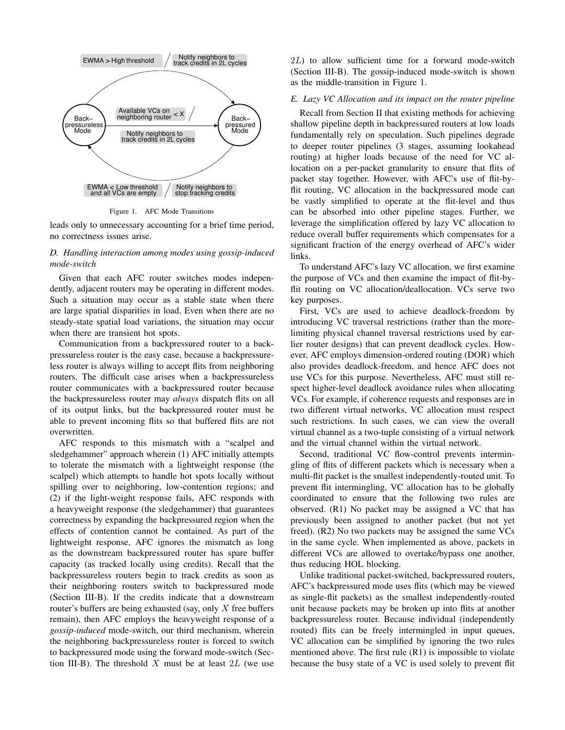EWMA > High threshold

Notify neighbors to track credits in 2L cycles

Available VCs on neighboring router < X

Back–pressureless Mode

Back–pressured Mode

Notify neighbors to track credits in 2L cycles

EWMA < Low threshold and all VCs are empty

Notify neighbors to stop tracking credits

Figure 1. AFC Mode Transitions

leads only to unnecessary accounting for a brief time period, no correctness issues arise.

### D. Handling interaction among modes using gossip-induced mode-switch

Given that each AFC router switches modes independently, adjacent routers may be operating in different modes. Such a situation may occur as a stable state when there are large spatial disparities in load. Even when there are no steady-state spatial load variations, the situation may occur when there are transient hot spots.

Communication from a backpressured router to a backpressureless router is the easy case, because a backpressureless router is always willing to accept flits from neighboring routers. The difficult case arises when a backpressureless router communicates with a backpressured router because the backpressureless router may *always* dispatch flits on all of its output links, but the backpressured router must be able to prevent incoming flits so that buffered flits are not overwritten.

AFC responds to this mismatch with a "scalpel and sledgehammer" approach wherein (1) AFC initially attempts to tolerate the mismatch with a lightweight response (the scalpel) which attempts to handle hot spots locally without spilling over to neighboring, low-contention regions; and (2) if the light-weight response fails, AFC responds with a heavyweight response (the sledgehammer) that guarantees correctness by expanding the backpressured region when the effects of contention cannot be contained. As part of the lightweight response, AFC ignores the mismatch as long as the downstream backpressured router has spare buffer capacity (as tracked locally using credits). Recall that the backpressureless routers begin to track credits as soon as their neighboring routers switch to backpressured mode (Section III-B). If the credits indicate that a downstream router's buffers are being exhausted (say, only $X$ free buffers remain), then AFC employs the heavyweight response of a *gossip-induced* mode-switch, our third mechanism, wherein the neighboring backpressureless router is forced to switch to backpressured mode using the forward mode-switch (Section III-B). The threshold $X$ must be at least $2L$ (we use $2L$) to allow sufficient time for a forward mode-switch (Section III-B). The gossip-induced mode-switch is shown as the middle-transition in Figure 1.

### E. Lazy VC Allocation and its impact on the router pipeline

Recall from Section II that existing methods for achieving shallow pipeline depth in backpressured routers at low loads fundamentally rely on speculation. Such pipelines degrade to deeper router pipelines (3 stages, assuming lookahead routing) at higher loads because of the need for VC allocation on a per-packet granularity to ensure that flits of packet stay together. However, with AFC's use of flit-by-flit routing, VC allocation in the backpressured mode can be vastly simplified to operate at the flit-level and thus can be absorbed into other pipeline stages. Further, we leverage the simplification offered by lazy VC allocation to reduce overall buffer requirements which compensates for a significant fraction of the energy overhead of AFC's wider links.

To understand AFC's lazy VC allocation, we first examine the purpose of VCs and then examine the impact of flit-by-flit routing on VC allocation/deallocation. VCs serve two key purposes.

First, VCs are used to achieve deadlock-freedom by introducing VC traversal restrictions (rather than the more-limiting physical channel traversal restrictions used by earlier router designs) that can prevent deadlock cycles. However, AFC employs dimension-ordered routing (DOR) which also provides deadlock-freedom, and hence AFC does not use VCs for this purpose. Nevertheless, AFC must still respect higher-level deadlock avoidance rules when allocating VCs. For example, if coherence requests and responses are in two different virtual networks, VC allocation must respect such restrictions. In such cases, we can view the overall virtual channel as a two-tuple consisting of a virtual network and the virtual channel within the virtual network.

Second, traditional VC flow-control prevents intermingling of flits of different packets which is necessary when a multi-flit packet is the smallest independently-routed unit. To prevent flit intermingling, VC allocation has to be globally coordinated to ensure that the following two rules are observed. (R1) No packet may be assigned a VC that has previously been assigned to another packet (but not yet freed). (R2) No two packets may be assigned the same VCs in the same cycle. When implemented as above, packets in different VCs are allowed to overtake/bypass one another, thus reducing HOL blocking.

Unlike traditional packet-switched, backpressured routers, AFC's backpressured mode uses flits (which may be viewed as single-flit packets) as the smallest independently-routed unit because packets may be broken up into flits at another backpressureless router. Because individual (independently routed) flits can be freely intermingled in input queues, VC allocation can be simplified by ignoring the two rules mentioned above. The first rule (R1) is impossible to violate because the busy state of a VC is used solely to prevent flit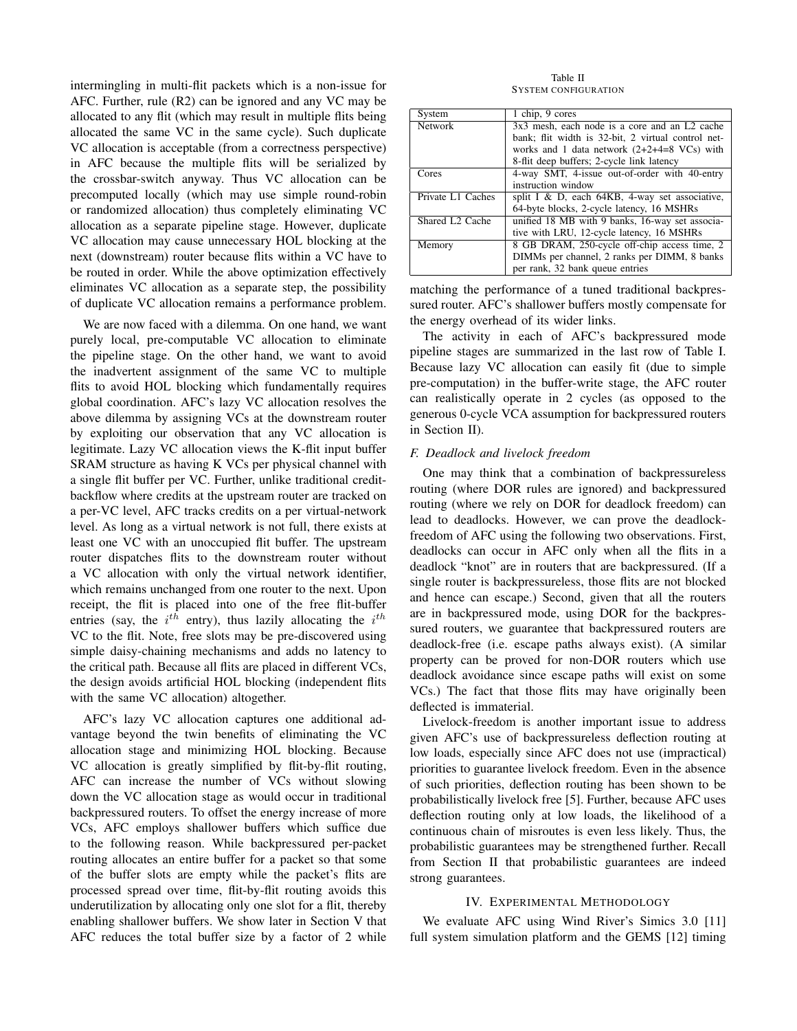intermingling in multi-flit packets which is a non-issue for AFC. Further, rule (R2) can be ignored and any VC may be allocated to any flit (which may result in multiple flits being allocated the same VC in the same cycle). Such duplicate VC allocation is acceptable (from a correctness perspective) in AFC because the multiple flits will be serialized by the crossbar-switch anyway. Thus VC allocation can be precomputed locally (which may use simple round-robin or randomized allocation) thus completely eliminating VC allocation as a separate pipeline stage. However, duplicate VC allocation may cause unnecessary HOL blocking at the next (downstream) router because flits within a VC have to be routed in order. While the above optimization effectively eliminates VC allocation as a separate step, the possibility of duplicate VC allocation remains a performance problem.

We are now faced with a dilemma. On one hand, we want purely local, pre-computable VC allocation to eliminate the pipeline stage. On the other hand, we want to avoid the inadvertent assignment of the same VC to multiple flits to avoid HOL blocking which fundamentally requires global coordination. AFC's lazy VC allocation resolves the above dilemma by assigning VCs at the downstream router by exploiting our observation that any VC allocation is legitimate. Lazy VC allocation views the K-flit input buffer SRAM structure as having K VCs per physical channel with a single flit buffer per VC. Further, unlike traditional credit-backflow where credits at the upstream router are tracked on a per-VC level, AFC tracks credits on a per virtual-network level. As long as a virtual network is not full, there exists at least one VC with an unoccupied flit buffer. The upstream router dispatches flits to the downstream router without a VC allocation with only the virtual network identifier, which remains unchanged from one router to the next. Upon receipt, the flit is placed into one of the free flit-buffer entries (say, the $i^{th}$ entry), thus lazily allocating the $i^{th}$ VC to the flit. Note, free slots may be pre-discovered using simple daisy-chaining mechanisms and adds no latency to the critical path. Because all flits are placed in different VCs, the design avoids artificial HOL blocking (independent flits with the same VC allocation) altogether.

AFC's lazy VC allocation captures one additional advantage beyond the twin benefits of eliminating the VC allocation stage and minimizing HOL blocking. Because VC allocation is greatly simplified by flit-by-flit routing, AFC can increase the number of VCs without slowing down the VC allocation stage as would occur in traditional backpressured routers. To offset the energy increase of more VCs, AFC employs shallower buffers which suffice due to the following reason. While backpressured per-packet routing allocates an entire buffer for a packet so that some of the buffer slots are empty while the packet's flits are processed spread over time, flit-by-flit routing avoids this underutilization by allocating only one slot for a flit, thereby enabling shallower buffers. We show later in Section V that AFC reduces the total buffer size by a factor of 2 while matching the performance of a tuned traditional backpressured router. AFC's shallower buffers mostly compensate for the energy overhead of its wider links.

Table II
SYSTEM CONFIGURATION

| | |
|---|---|
| System | 1 chip, 9 cores |
| Network | 3x3 mesh, each node is a core and an L2 cache bank; flit width is 32-bit, 2 virtual control networks and 1 data network (2+2+4=8 VCs) with 8-flit deep buffers; 2-cycle link latency |
| Cores | 4-way SMT, 4-issue out-of-order with 40-entry instruction window |
| Private L1 Caches | split I & D, each 64KB, 4-way set associative, 64-byte blocks, 2-cycle latency, 16 MSHRs |
| Shared L2 Cache | unified 18 MB with 9 banks, 16-way set associative with LRU, 12-cycle latency, 16 MSHRs |
| Memory | 8 GB DRAM, 250-cycle off-chip access time, 2 DIMMs per channel, 2 ranks per DIMM, 8 banks per rank, 32 bank queue entries |

The activity in each of AFC's backpressured mode pipeline stages are summarized in the last row of Table I. Because lazy VC allocation can easily fit (due to simple pre-computation) in the buffer-write stage, the AFC router can realistically operate in 2 cycles (as opposed to the generous 0-cycle VCA assumption for backpressured routers in Section II).

### F. Deadlock and livelock freedom

One may think that a combination of backpressureless routing (where DOR rules are ignored) and backpressured routing (where we rely on DOR for deadlock freedom) can lead to deadlocks. However, we can prove the deadlock-freedom of AFC using the following two observations. First, deadlocks can occur in AFC only when all the flits in a deadlock "knot" are in routers that are backpressured. (If a single router is backpressureless, those flits are not blocked and hence can escape.) Second, given that all the routers are in backpressured mode, using DOR for the backpressured routers, we guarantee that backpressured routers are deadlock-free (i.e. escape paths always exist). (A similar property can be proved for non-DOR routers which use deadlock avoidance since escape paths will exist on some VCs.) The fact that those flits may have originally been deflected is immaterial.

Livelock-freedom is another important issue to address given AFC's use of backpressureless deflection routing at low loads, especially since AFC does not use (impractical) priorities to guarantee livelock freedom. Even in the absence of such priorities, deflection routing has been shown to be probabilistically livelock free [5]. Further, because AFC uses deflection routing only at low loads, the likelihood of a continuous chain of misroutes is even less likely. Thus, the probabilistic guarantees may be strengthened further. Recall from Section II that probabilistic guarantees are indeed strong guarantees.

## IV. EXPERIMENTAL METHODOLOGY

We evaluate AFC using Wind River's Simics 3.0 [11] full system simulation platform and the GEMS [12] timing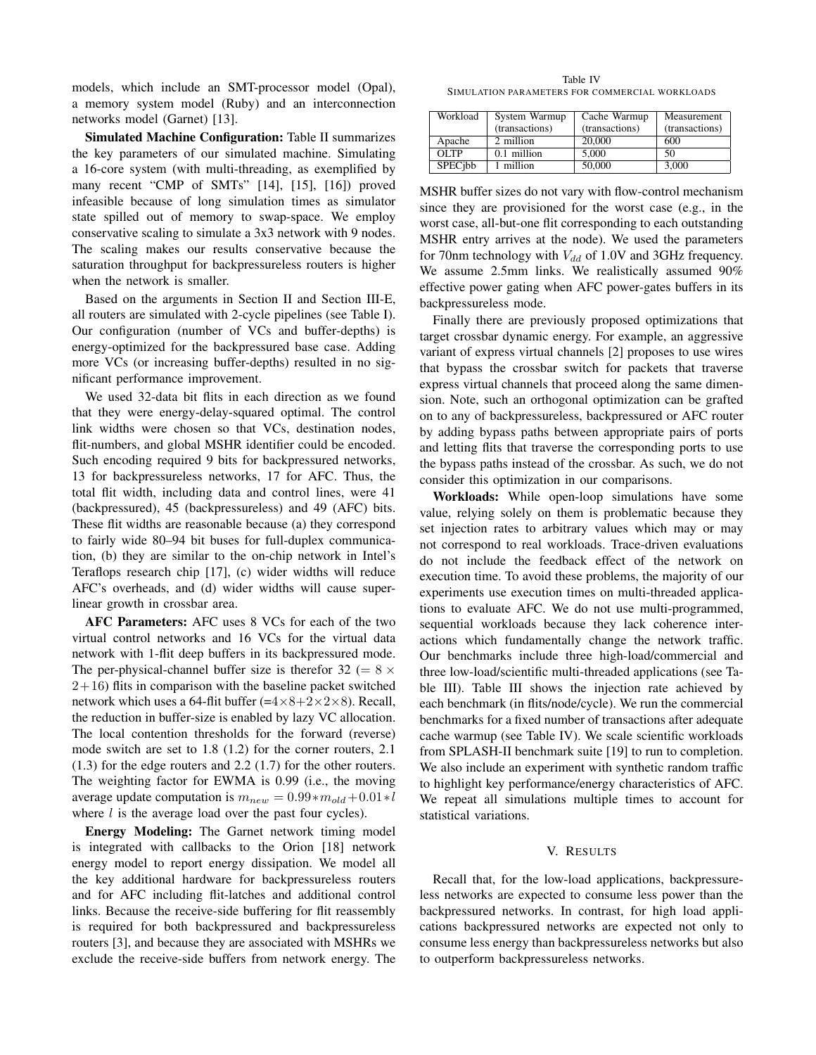models, which include an SMT-processor model (Opal), a memory system model (Ruby) and an interconnection networks model (Garnet) [13].

**Simulated Machine Configuration:** Table II summarizes the key parameters of our simulated machine. Simulating a 16-core system (with multi-threading, as exemplified by many recent "CMP of SMTs" [14], [15], [16]) proved infeasible because of long simulation times as simulator state spilled out of memory to swap-space. We employ conservative scaling to simulate a 3x3 network with 9 nodes. The scaling makes our results conservative because the saturation throughput for backpressureless routers is higher when the network is smaller.

Based on the arguments in Section II and Section III-E, all routers are simulated with 2-cycle pipelines (see Table I). Our configuration (number of VCs and buffer-depths) is energy-optimized for the backpressured base case. Adding more VCs (or increasing buffer-depths) resulted in no significant performance improvement.

We used 32-data bit flits in each direction as we found that they were energy-delay-squared optimal. The control link widths were chosen so that VCs, destination nodes, flit-numbers, and global MSHR identifier could be encoded. Such encoding required 9 bits for backpressured networks, 13 for backpressureless networks, 17 for AFC. Thus, the total flit width, including data and control lines, were 41 (backpressured), 45 (backpressureless) and 49 (AFC) bits. These flit widths are reasonable because (a) they correspond to fairly wide 80–94 bit buses for full-duplex communication, (b) they are similar to the on-chip network in Intel's Teraflops research chip [17], (c) wider widths will reduce AFC's overheads, and (d) wider widths will cause super-linear growth in crossbar area.

**AFC Parameters:** AFC uses 8 VCs for each of the two virtual control networks and 16 VCs for the virtual data network with 1-flit deep buffers in its backpressured mode. The per-physical-channel buffer size is therefor 32 ($= 8 \times 2 + 16$) flits in comparison with the baseline packet switched network which uses a 64-flit buffer ($=4\times8+2\times2\times8$). Recall, the reduction in buffer-size is enabled by lazy VC allocation. The local contention thresholds for the forward (reverse) mode switch are set to 1.8 (1.2) for the corner routers, 2.1 (1.3) for the edge routers and 2.2 (1.7) for the other routers. The weighting factor for EWMA is 0.99 (i.e., the moving average update computation is $m_{new} = 0.99 * m_{old} + 0.01 * l$ where $l$ is the average load over the past four cycles).

**Energy Modeling:** The Garnet network timing model is integrated with callbacks to the Orion [18] network energy model to report energy dissipation. We model all the key additional hardware for backpressureless routers and for AFC including flit-latches and additional control links. Because the receive-side buffering for flit reassembly is required for both backpressured and backpressureless routers [3], and because they are associated with MSHRs we exclude the receive-side buffers from network energy. The MSHR buffer sizes do not vary with flow-control mechanism since they are provisioned for the worst case (e.g., in the worst case, all-but-one flit corresponding to each outstanding MSHR entry arrives at the node). We used the parameters for 70nm technology with $V_{dd}$ of 1.0V and 3GHz frequency. We assume 2.5mm links. We realistically assumed 90% effective power gating when AFC power-gates buffers in its backpressureless mode.

Table IV
SIMULATION PARAMETERS FOR COMMERCIAL WORKLOADS

| Workload | System Warmup (transactions) | Cache Warmup (transactions) | Measurement (transactions) |
|---|---|---|---|
| Apache | 2 million | 20,000 | 600 |
| OLTP | 0.1 million | 5,000 | 50 |
| SPECjbb | 1 million | 50,000 | 3,000 |

Finally there are previously proposed optimizations that target crossbar dynamic energy. For example, an aggressive variant of express virtual channels [2] proposes to use wires that bypass the crossbar switch for packets that traverse express virtual channels that proceed along the same dimension. Note, such an orthogonal optimization can be grafted on to any of backpressureless, backpressured or AFC router by adding bypass paths between appropriate pairs of ports and letting flits that traverse the corresponding ports to use the bypass paths instead of the crossbar. As such, we do not consider this optimization in our comparisons.

**Workloads:** While open-loop simulations have some value, relying solely on them is problematic because they set injection rates to arbitrary values which may or may not correspond to real workloads. Trace-driven evaluations do not include the feedback effect of the network on execution time. To avoid these problems, the majority of our experiments use execution times on multi-threaded applications to evaluate AFC. We do not use multi-programmed, sequential workloads because they lack coherence interactions which fundamentally change the network traffic. Our benchmarks include three high-load/commercial and three low-load/scientific multi-threaded applications (see Table III). Table III shows the injection rate achieved by each benchmark (in flits/node/cycle). We run the commercial benchmarks for a fixed number of transactions after adequate cache warmup (see Table IV). We scale scientific workloads from SPLASH-II benchmark suite [19] to run to completion. We also include an experiment with synthetic random traffic to highlight key performance/energy characteristics of AFC. We repeat all simulations multiple times to account for statistical variations.

## V. Results

Recall that, for the low-load applications, backpressureless networks are expected to consume less power than the backpressured networks. In contrast, for high load applications backpressured networks are expected not only to consume less energy than backpressureless networks but also to outperform backpressureless networks.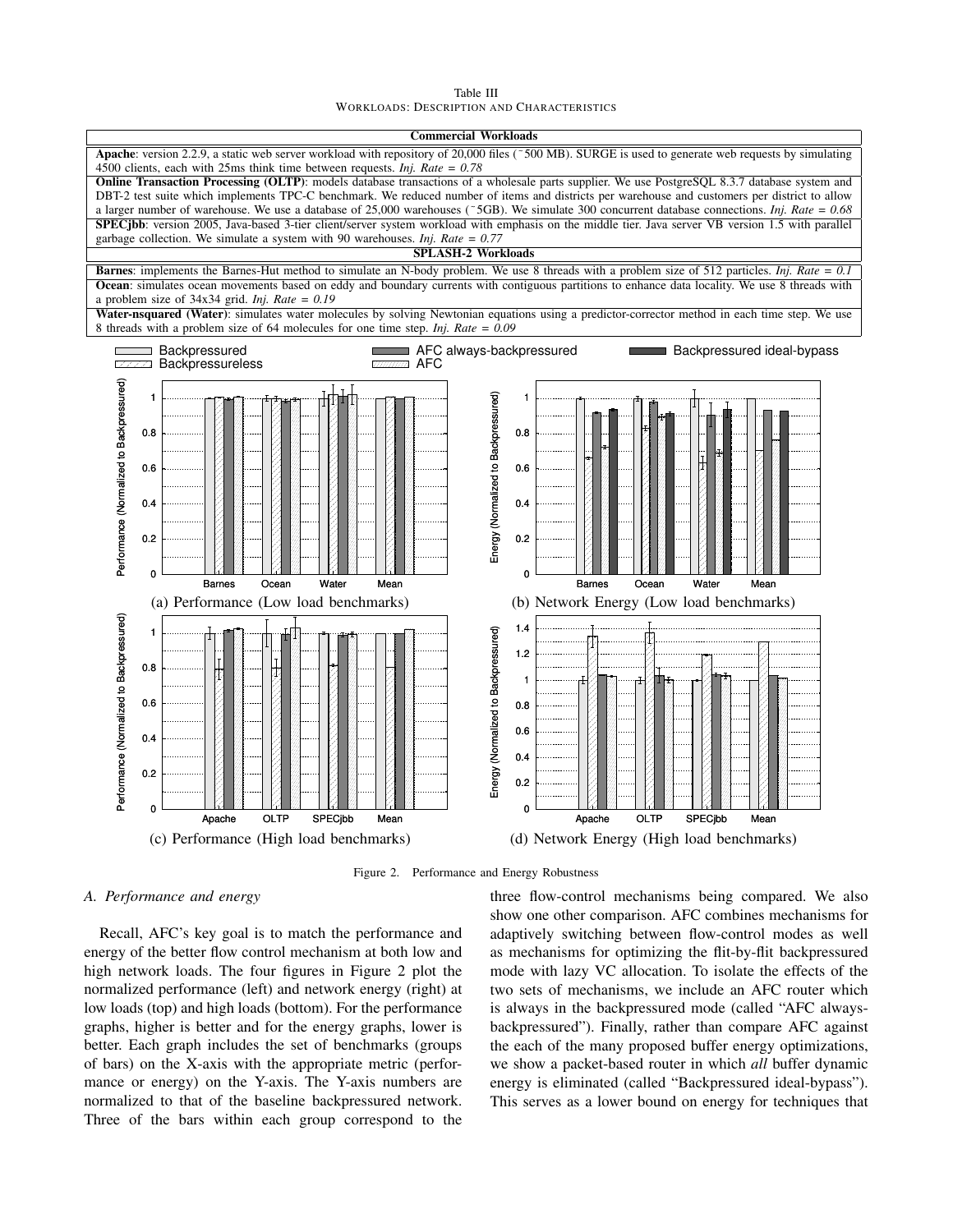Table III
WORKLOADS: DESCRIPTION AND CHARACTERISTICS

| Commercial Workloads |
|---|
| **Apache**: version 2.2.9, a static web server workload with repository of 20,000 files (~500 MB). SURGE is used to generate web requests by simulating 4500 clients, each with 25ms think time between requests. *Inj. Rate = 0.78* |
| **Online Transaction Processing (OLTP)**: models database transactions of a wholesale parts supplier. We use PostgreSQL 8.3.7 database system and DBT-2 test suite which implements TPC-C benchmark. We reduced number of items and districts per warehouse and customers per district to allow a larger number of warehouse. We use a database of 25,000 warehouses (~5GB). We simulate 300 concurrent database connections. *Inj. Rate = 0.68* |
| **SPECjbb**: version 2005, Java-based 3-tier client/server system workload with emphasis on the middle tier. Java server VB version 1.5 with parallel garbage collection. We simulate a system with 90 warehouses. *Inj. Rate = 0.77* |
| **SPLASH-2 Workloads** |
| **Barnes**: implements the Barnes-Hut method to simulate an N-body problem. We use 8 threads with a problem size of 512 particles. *Inj. Rate = 0.1* |
| **Ocean**: simulates ocean movements based on eddy and boundary currents with contiguous partitions to enhance data locality. We use 8 threads with a problem size of 34x34 grid. *Inj. Rate = 0.19* |
| **Water-nsquared (Water)**: simulates water molecules by solving Newtonian equations using a predictor-corrector method in each time step. We use 8 threads with a problem size of 64 molecules for one time step. *Inj. Rate = 0.09* |

(a) Performance (Low load benchmarks)

(b) Network Energy (Low load benchmarks)

(c) Performance (High load benchmarks)

(d) Network Energy (High load benchmarks)

Figure 2. Performance and Energy Robustness

### A. Performance and energy

Recall, AFC's key goal is to match the performance and energy of the better flow control mechanism at both low and high network loads. The four figures in Figure 2 plot the normalized performance (left) and network energy (right) at low loads (top) and high loads (bottom). For the performance graphs, higher is better and for the energy graphs, lower is better. Each graph includes the set of benchmarks (groups of bars) on the X-axis with the appropriate metric (performance or energy) on the Y-axis. The Y-axis numbers are normalized to that of the baseline backpressured network. Three of the bars within each group correspond to the three flow-control mechanisms being compared. We also show one other comparison. AFC combines mechanisms for adaptively switching between flow-control modes as well as mechanisms for optimizing the flit-by-flit backpressured mode with lazy VC allocation. To isolate the effects of the two sets of mechanisms, we include an AFC router which is always in the backpressured mode (called "AFC always-backpressured"). Finally, rather than compare AFC against the each of the many proposed buffer energy optimizations, we show a packet-based router in which *all* buffer dynamic energy is eliminated (called "Backpressured ideal-bypass"). This serves as a lower bound on energy for techniques that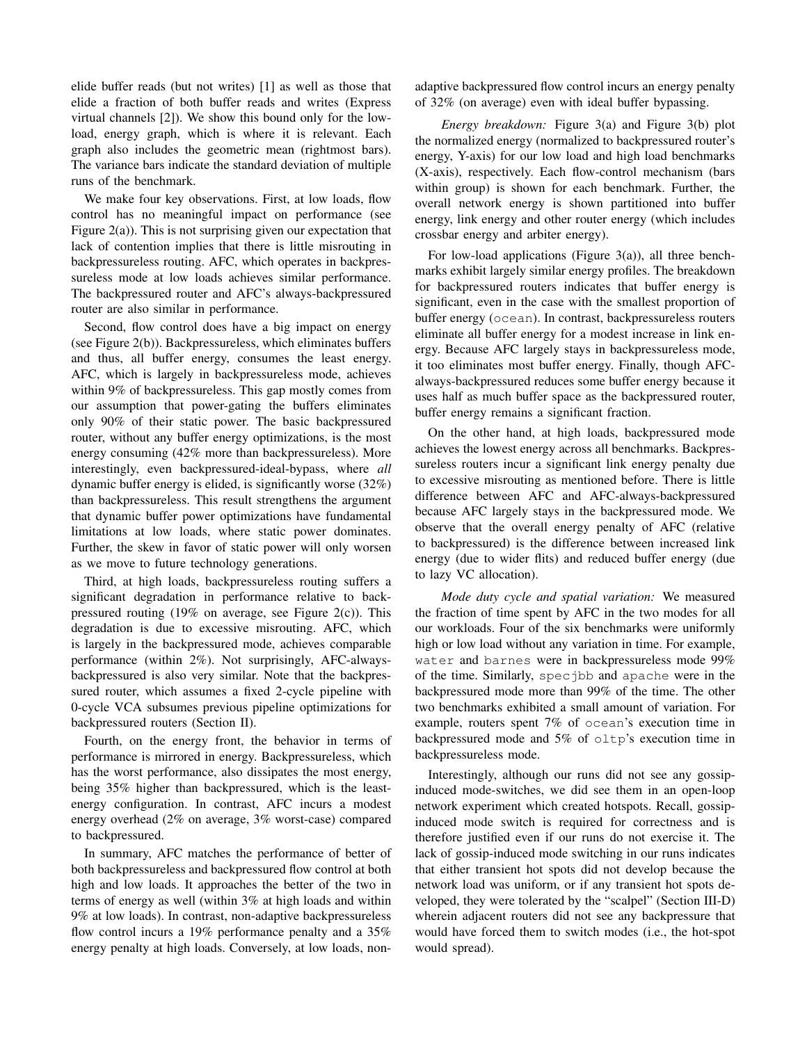elide buffer reads (but not writes) [1] as well as those that elide a fraction of both buffer reads and writes (Express virtual channels [2]). We show this bound only for the low-load, energy graph, which is where it is relevant. Each graph also includes the geometric mean (rightmost bars). The variance bars indicate the standard deviation of multiple runs of the benchmark.

We make four key observations. First, at low loads, flow control has no meaningful impact on performance (see Figure 2(a)). This is not surprising given our expectation that lack of contention implies that there is little misrouting in backpressureless routing. AFC, which operates in backpressureless mode at low loads achieves similar performance. The backpressured router and AFC's always-backpressured router are also similar in performance.

Second, flow control does have a big impact on energy (see Figure 2(b)). Backpressureless, which eliminates buffers and thus, all buffer energy, consumes the least energy. AFC, which is largely in backpressureless mode, achieves within 9% of backpressureless. This gap mostly comes from our assumption that power-gating the buffers eliminates only 90% of their static power. The basic backpressured router, without any buffer energy optimizations, is the most energy consuming (42% more than backpressureless). More interestingly, even backpressured-ideal-bypass, where *all* dynamic buffer energy is elided, is significantly worse (32%) than backpressureless. This result strengthens the argument that dynamic buffer power optimizations have fundamental limitations at low loads, where static power dominates. Further, the skew in favor of static power will only worsen as we move to future technology generations.

Third, at high loads, backpressureless routing suffers a significant degradation in performance relative to backpressured routing (19% on average, see Figure 2(c)). This degradation is due to excessive misrouting. AFC, which is largely in the backpressured mode, achieves comparable performance (within 2%). Not surprisingly, AFC-always-backpressured is also very similar. Note that the backpressured router, which assumes a fixed 2-cycle pipeline with 0-cycle VCA subsumes previous pipeline optimizations for backpressured routers (Section II).

Fourth, on the energy front, the behavior in terms of performance is mirrored in energy. Backpressureless, which has the worst performance, also dissipates the most energy, being 35% higher than backpressured, which is the least-energy configuration. In contrast, AFC incurs a modest energy overhead (2% on average, 3% worst-case) compared to backpressured.

In summary, AFC matches the performance of better of both backpressureless and backpressured flow control at both high and low loads. It approaches the better of the two in terms of energy as well (within 3% at high loads and within 9% at low loads). In contrast, non-adaptive backpressureless flow control incurs a 19% performance penalty and a 35% energy penalty at high loads. Conversely, at low loads, non-adaptive backpressured flow control incurs an energy penalty of 32% (on average) even with ideal buffer bypassing.

*Energy breakdown:* Figure 3(a) and Figure 3(b) plot the normalized energy (normalized to backpressured router's energy, Y-axis) for our low load and high load benchmarks (X-axis), respectively. Each flow-control mechanism (bars within group) is shown for each benchmark. Further, the overall network energy is shown partitioned into buffer energy, link energy and other router energy (which includes crossbar energy and arbiter energy).

For low-load applications (Figure 3(a)), all three benchmarks exhibit largely similar energy profiles. The breakdown for backpressured routers indicates that buffer energy is significant, even in the case with the smallest proportion of buffer energy (`ocean`). In contrast, backpressureless routers eliminate all buffer energy for a modest increase in link energy. Because AFC largely stays in backpressureless mode, it too eliminates most buffer energy. Finally, though AFC-always-backpressured reduces some buffer energy because it uses half as much buffer space as the backpressured router, buffer energy remains a significant fraction.

On the other hand, at high loads, backpressured mode achieves the lowest energy across all benchmarks. Backpressureless routers incur a significant link energy penalty due to excessive misrouting as mentioned before. There is little difference between AFC and AFC-always-backpressured because AFC largely stays in the backpressured mode. We observe that the overall energy penalty of AFC (relative to backpressured) is the difference between increased link energy (due to wider flits) and reduced buffer energy (due to lazy VC allocation).

*Mode duty cycle and spatial variation:* We measured the fraction of time spent by AFC in the two modes for all our workloads. Four of the six benchmarks were uniformly high or low load without any variation in time. For example, `water` and `barnes` were in backpressureless mode 99% of the time. Similarly, `specjbb` and `apache` were in the backpressured mode more than 99% of the time. The other two benchmarks exhibited a small amount of variation. For example, routers spent 7% of `ocean`'s execution time in backpressured mode and 5% of `oltp`'s execution time in backpressureless mode.

Interestingly, although our runs did not see any gossip-induced mode-switches, we did see them in an open-loop network experiment which created hotspots. Recall, gossip-induced mode switch is required for correctness and is therefore justified even if our runs do not exercise it. The lack of gossip-induced mode switching in our runs indicates that either transient hot spots did not develop because the network load was uniform, or if any transient hot spots developed, they were tolerated by the "scalpel" (Section III-D) wherein adjacent routers did not see any backpressure that would have forced them to switch modes (i.e., the hot-spot would spread).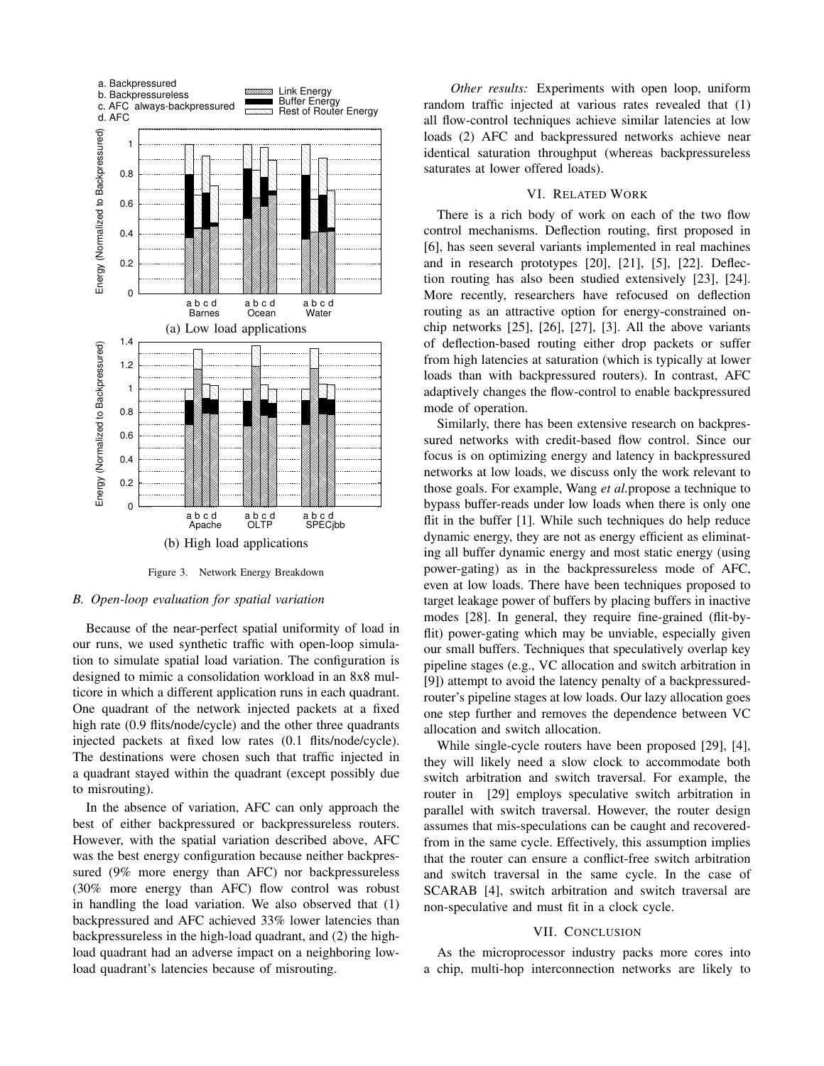Figure 3. Network Energy Breakdown

### B. Open-loop evaluation for spatial variation

Because of the near-perfect spatial uniformity of load in our runs, we used synthetic traffic with open-loop simulation to simulate spatial load variation. The configuration is designed to mimic a consolidation workload in an 8x8 multicore in which a different application runs in each quadrant. One quadrant of the network injected packets at a fixed high rate (0.9 flits/node/cycle) and the other three quadrants injected packets at fixed low rates (0.1 flits/node/cycle). The destinations were chosen such that traffic injected in a quadrant stayed within the quadrant (except possibly due to misrouting).

In the absence of variation, AFC can only approach the best of either backpressured or backpressureless routers. However, with the spatial variation described above, AFC was the best energy configuration because neither backpressured (9% more energy than AFC) nor backpressureless (30% more energy than AFC) flow control was robust in handling the load variation. We also observed that (1) backpressured and AFC achieved 33% lower latencies than backpressureless in the high-load quadrant, and (2) the high-load quadrant had an adverse impact on a neighboring low-load quadrant's latencies because of misrouting.

*Other results:* Experiments with open loop, uniform random traffic injected at various rates revealed that (1) all flow-control techniques achieve similar latencies at low loads (2) AFC and backpressured networks achieve near identical saturation throughput (whereas backpressureless saturates at lower offered loads).

## VI. Related Work

There is a rich body of work on each of the two flow control mechanisms. Deflection routing, first proposed in [6], has seen several variants implemented in real machines and in research prototypes [20], [21], [5], [22]. Deflection routing has also been studied extensively [23], [24]. More recently, researchers have refocused on deflection routing as an attractive option for energy-constrained on-chip networks [25], [26], [27], [3]. All the above variants of deflection-based routing either drop packets or suffer from high latencies at saturation (which is typically at lower loads than with backpressured routers). In contrast, AFC adaptively changes the flow-control to enable backpressured mode of operation.

Similarly, there has been extensive research on backpressured networks with credit-based flow control. Since our focus is on optimizing energy and latency in backpressured networks at low loads, we discuss only the work relevant to those goals. For example, Wang *et al.*propose a technique to bypass buffer-reads under low loads when there is only one flit in the buffer [1]. While such techniques do help reduce dynamic energy, they are not as energy efficient as eliminating all buffer dynamic energy and most static energy (using power-gating) as in the backpressureless mode of AFC, even at low loads. There have been techniques proposed to target leakage power of buffers by placing buffers in inactive modes [28]. In general, they require fine-grained (flit-by-flit) power-gating which may be unviable, especially given our small buffers. Techniques that speculatively overlap key pipeline stages (e.g., VC allocation and switch arbitration in [9]) attempt to avoid the latency penalty of a backpressured-router's pipeline stages at low loads. Our lazy allocation goes one step further and removes the dependence between VC allocation and switch allocation.

While single-cycle routers have been proposed [29], [4], they will likely need a slow clock to accommodate both switch arbitration and switch traversal. For example, the router in [29] employs speculative switch arbitration in parallel with switch traversal. However, the router design assumes that mis-speculations can be caught and recovered-from in the same cycle. Effectively, this assumption implies that the router can ensure a conflict-free switch arbitration and switch traversal in the same cycle. In the case of SCARAB [4], switch arbitration and switch traversal are non-speculative and must fit in a clock cycle.

## VII. Conclusion

As the microprocessor industry packs more cores into a chip, multi-hop interconnection networks are likely to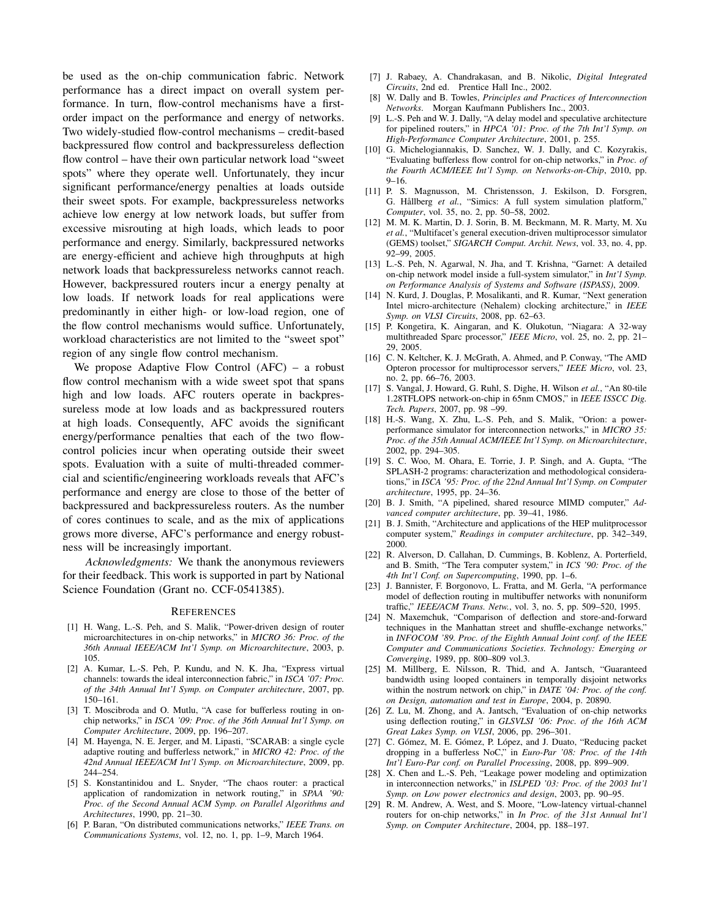be used as the on-chip communication fabric. Network performance has a direct impact on overall system performance. In turn, flow-control mechanisms have a first-order impact on the performance and energy of networks. Two widely-studied flow-control mechanisms – credit-based backpressured flow control and backpressureless deflection flow control – have their own particular network load "sweet spots" where they operate well. Unfortunately, they incur significant performance/energy penalties at loads outside their sweet spots. For example, backpressureless networks achieve low energy at low network loads, but suffer from excessive misrouting at high loads, which leads to poor performance and energy. Similarly, backpressured networks are energy-efficient and achieve high throughputs at high network loads that backpressureless networks cannot reach. However, backpressured routers incur a energy penalty at low loads. If network loads for real applications were predominantly in either high- or low-load region, one of the flow control mechanisms would suffice. Unfortunately, workload characteristics are not limited to the "sweet spot" region of any single flow control mechanism.

We propose Adaptive Flow Control (AFC) – a robust flow control mechanism with a wide sweet spot that spans high and low loads. AFC routers operate in backpressureless mode at low loads and as backpressured routers at high loads. Consequently, AFC avoids the significant energy/performance penalties that each of the two flow-control policies incur when operating outside their sweet spots. Evaluation with a suite of multi-threaded commercial and scientific/engineering workloads reveals that AFC's performance and energy are close to those of the better of backpressured and backpressureless routers. As the number of cores continues to scale, and as the mix of applications grows more diverse, AFC's performance and energy robustness will be increasingly important.

*Acknowledgments:* We thank the anonymous reviewers for their feedback. This work is supported in part by National Science Foundation (Grant no. CCF-0541385).

## References

[1] H. Wang, L.-S. Peh, and S. Malik, "Power-driven design of router microarchitectures in on-chip networks," in *MICRO 36: Proc. of the 36th Annual IEEE/ACM Int'l Symp. on Microarchitecture*, 2003, p. 105.

[2] A. Kumar, L.-S. Peh, P. Kundu, and N. K. Jha, "Express virtual channels: towards the ideal interconnection fabric," in *ISCA '07: Proc. of the 34th Annual Int'l Symp. on Computer architecture*, 2007, pp. 150–161.

[3] T. Moscibroda and O. Mutlu, "A case for bufferless routing in on-chip networks," in *ISCA '09: Proc. of the 36th Annual Int'l Symp. on Computer Architecture*, 2009, pp. 196–207.

[4] M. Hayenga, N. E. Jerger, and M. Lipasti, "SCARAB: a single cycle adaptive routing and bufferless network," in *MICRO 42: Proc. of the 42nd Annual IEEE/ACM Int'l Symp. on Microarchitecture*, 2009, pp. 244–254.

[5] S. Konstantinidou and L. Snyder, "The chaos router: a practical application of randomization in network routing," in *SPAA '90: Proc. of the Second Annual ACM Symp. on Parallel Algorithms and Architectures*, 1990, pp. 21–30.

[6] P. Baran, "On distributed communications networks," *IEEE Trans. on Communications Systems*, vol. 12, no. 1, pp. 1–9, March 1964.

[7] J. Rabaey, A. Chandrakasan, and B. Nikolic, *Digital Integrated Circuits*, 2nd ed. Prentice Hall Inc., 2002.

[8] W. Dally and B. Towles, *Principles and Practices of Interconnection Networks*. Morgan Kaufmann Publishers Inc., 2003.

[9] L.-S. Peh and W. J. Dally, "A delay model and speculative architecture for pipelined routers," in *HPCA '01: Proc. of the 7th Int'l Symp. on High-Performance Computer Architecture*, 2001, p. 255.

[10] G. Michelogiannakis, D. Sanchez, W. J. Dally, and C. Kozyrakis, "Evaluating bufferless flow control for on-chip networks," in *Proc. of the Fourth ACM/IEEE Int'l Symp. on Networks-on-Chip*, 2010, pp. 9–16.

[11] P. S. Magnusson, M. Christensson, J. Eskilson, D. Forsgren, G. Hållberg *et al.*, "Simics: A full system simulation platform," *Computer*, vol. 35, no. 2, pp. 50–58, 2002.

[12] M. M. K. Martin, D. J. Sorin, B. M. Beckmann, M. R. Marty, M. Xu *et al.*, "Multifacet's general execution-driven multiprocessor simulator (GEMS) toolset," *SIGARCH Comput. Archit. News*, vol. 33, no. 4, pp. 92–99, 2005.

[13] L.-S. Peh, N. Agarwal, N. Jha, and T. Krishna, "Garnet: A detailed on-chip network model inside a full-system simulator," in *Int'l Symp. on Performance Analysis of Systems and Software (ISPASS)*, 2009.

[14] N. Kurd, J. Douglas, P. Mosalikanti, and R. Kumar, "Next generation Intel micro-architecture (Nehalem) clocking architecture," in *IEEE Symp. on VLSI Circuits*, 2008, pp. 62–63.

[15] P. Kongetira, K. Aingaran, and K. Olukotun, "Niagara: A 32-way multithreaded Sparc processor," *IEEE Micro*, vol. 25, no. 2, pp. 21–29, 2005.

[16] C. N. Keltcher, K. J. McGrath, A. Ahmed, and P. Conway, "The AMD Opteron processor for multiprocessor servers," *IEEE Micro*, vol. 23, no. 2, pp. 66–76, 2003.

[17] S. Vangal, J. Howard, G. Ruhl, S. Dighe, H. Wilson *et al.*, "An 80-tile 1.28TFLOPS network-on-chip in 65nm CMOS," in *IEEE ISSCC Dig. Tech. Papers*, 2007, pp. 98 –99.

[18] H.-S. Wang, X. Zhu, L.-S. Peh, and S. Malik, "Orion: a power-performance simulator for interconnection networks," in *MICRO 35: Proc. of the 35th Annual ACM/IEEE Int'l Symp. on Microarchitecture*, 2002, pp. 294–305.

[19] S. C. Woo, M. Ohara, E. Torrie, J. P. Singh, and A. Gupta, "The SPLASH-2 programs: characterization and methodological considerations," in *ISCA '95: Proc. of the 22nd Annual Int'l Symp. on Computer architecture*, 1995, pp. 24–36.

[20] B. J. Smith, "A pipelined, shared resource MIMD computer," *Advanced computer architecture*, pp. 39–41, 1986.

[21] B. J. Smith, "Architecture and applications of the HEP mulitprocessor computer system," *Readings in computer architecture*, pp. 342–349, 2000.

[22] R. Alverson, D. Callahan, D. Cummings, B. Koblenz, A. Porterfield, and B. Smith, "The Tera computer system," in *ICS '90: Proc. of the 4th Int'l Conf. on Supercomputing*, 1990, pp. 1–6.

[23] J. Bannister, F. Borgonovo, L. Fratta, and M. Gerla, "A performance model of deflection routing in multibuffer networks with nonuniform traffic," *IEEE/ACM Trans. Netw.*, vol. 3, no. 5, pp. 509–520, 1995.

[24] N. Maxemchuk, "Comparison of deflection and store-and-forward techniques in the Manhattan street and shuffle-exchange networks," in *INFOCOM '89. Proc. of the Eighth Annual Joint conf. of the IEEE Computer and Communications Societies. Technology: Emerging or Converging*, 1989, pp. 800–809 vol.3.

[25] M. Millberg, E. Nilsson, R. Thid, and A. Jantsch, "Guaranteed bandwidth using looped containers in temporally disjoint networks within the nostrum network on chip," in *DATE '04: Proc. of the conf. on Design, automation and test in Europe*, 2004, p. 20890.

[26] Z. Lu, M. Zhong, and A. Jantsch, "Evaluation of on-chip networks using deflection routing," in *GLSVLSI '06: Proc. of the 16th ACM Great Lakes Symp. on VLSI*, 2006, pp. 296–301.

[27] C. Gómez, M. E. Gómez, P. López, and J. Duato, "Reducing packet dropping in a bufferless NoC," in *Euro-Par '08: Proc. of the 14th Int'l Euro-Par conf. on Parallel Processing*, 2008, pp. 899–909.

[28] X. Chen and L.-S. Peh, "Leakage power modeling and optimization in interconnection networks," in *ISLPED '03: Proc. of the 2003 Int'l Symp. on Low power electronics and design*, 2003, pp. 90–95.

[29] R. M. Andrew, A. West, and S. Moore, "Low-latency virtual-channel routers for on-chip networks," in *In Proc. of the 31st Annual Int'l Symp. on Computer Architecture*, 2004, pp. 188–197.